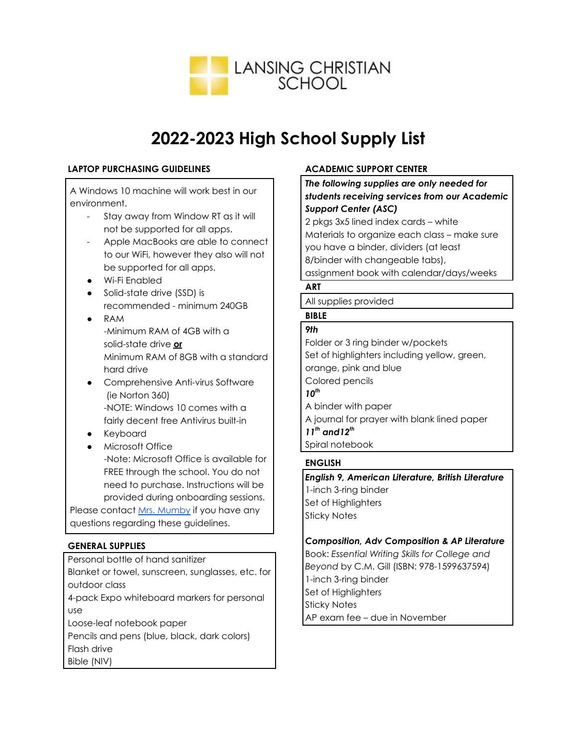LANSING CHRISTIAN SCHOOL

# 2022-2023 High School Supply List

## LAPTOP PURCHASING GUIDELINES

A Windows 10 machine will work best in our environment.

- Stay away from Window RT as it will not be supported for all apps.
- Apple MacBooks are able to connect to our WiFi, however they also will not be supported for all apps.
- Wi-Fi Enabled
- Solid-state drive (SSD) is recommended - minimum 240GB
- RAM
  -Minimum RAM of 4GB with a solid-state drive **or** Minimum RAM of 8GB with a standard hard drive
- Comprehensive Anti-virus Software (ie Norton 360)
  -NOTE: Windows 10 comes with a fairly decent free Antivirus built-in
- Keyboard
- Microsoft Office
  -Note: Microsoft Office is available for FREE through the school. You do not need to purchase. Instructions will be provided during onboarding sessions.

Please contact Mrs. Mumby if you have any questions regarding these guidelines.

## GENERAL SUPPLIES

Personal bottle of hand sanitizer
Blanket or towel, sunscreen, sunglasses, etc. for outdoor class
4-pack Expo whiteboard markers for personal use
Loose-leaf notebook paper
Pencils and pens (blue, black, dark colors)
Flash drive
Bible (NIV)

## ACADEMIC SUPPORT CENTER

***The following supplies are only needed for students receiving services from our Academic Support Center (ASC)***

2 pkgs 3x5 lined index cards – white
Materials to organize each class – make sure you have a binder, dividers (at least 8/binder with changeable tabs), assignment book with calendar/days/weeks

## ART

All supplies provided

## BIBLE

***9th***

Folder or 3 ring binder w/pockets
Set of highlighters including yellow, green, orange, pink and blue
Colored pencils

***10th***

A binder with paper
A journal for prayer with blank lined paper

***11th and 12th***

Spiral notebook

## ENGLISH

***English 9, American Literature, British Literature***

1-inch 3-ring binder
Set of Highlighters
Sticky Notes

***Composition, Adv Composition & AP Literature***

Book: *Essential Writing Skills for College and Beyond* by C.M. Gill (ISBN: 978-1599637594)
1-inch 3-ring binder
Set of Highlighters
Sticky Notes
AP exam fee – due in November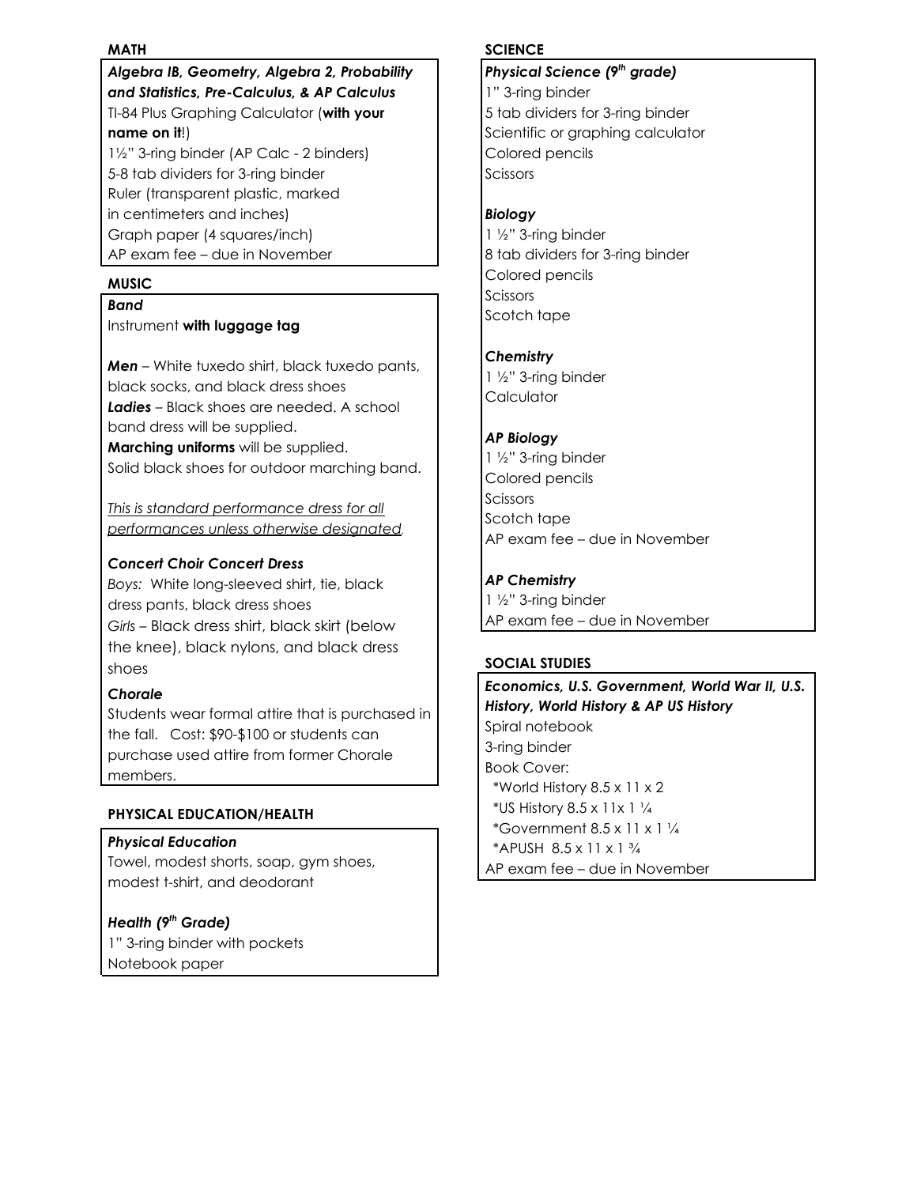## MATH

***Algebra IB, Geometry, Algebra 2, Probability and Statistics, Pre-Calculus, & AP Calculus***

TI-84 Plus Graphing Calculator (**with your name on it**!)
1½" 3-ring binder (AP Calc - 2 binders)
5-8 tab dividers for 3-ring binder
Ruler (transparent plastic, marked in centimeters and inches)
Graph paper (4 squares/inch)
AP exam fee – due in November

## MUSIC

***Band***

Instrument **with luggage tag**

***Men*** – White tuxedo shirt, black tuxedo pants, black socks, and black dress shoes
***Ladies*** – Black shoes are needed. A school band dress will be supplied.
**Marching uniforms** will be supplied.
Solid black shoes for outdoor marching band.

*This is standard performance dress for all performances unless otherwise designated.*

***Concert Choir Concert Dress***

*Boys:* White long-sleeved shirt, tie, black dress pants, black dress shoes
*Girls* – Black dress shirt, black skirt (below the knee), black nylons, and black dress shoes

***Chorale***

Students wear formal attire that is purchased in the fall. Cost: $90-$100 or students can purchase used attire from former Chorale members.

## PHYSICAL EDUCATION/HEALTH

***Physical Education***

Towel, modest shorts, soap, gym shoes, modest t-shirt, and deodorant

***Health (9th Grade)***

1" 3-ring binder with pockets
Notebook paper

## SCIENCE

***Physical Science (9th grade)***

1" 3-ring binder
5 tab dividers for 3-ring binder
Scientific or graphing calculator
Colored pencils
Scissors

***Biology***

1 ½" 3-ring binder
8 tab dividers for 3-ring binder
Colored pencils
Scissors
Scotch tape

***Chemistry***

1 ½" 3-ring binder
Calculator

***AP Biology***

1 ½" 3-ring binder
Colored pencils
Scissors
Scotch tape
AP exam fee – due in November

***AP Chemistry***

1 ½" 3-ring binder
AP exam fee – due in November

## SOCIAL STUDIES

***Economics, U.S. Government, World War II, U.S. History, World History & AP US History***

Spiral notebook
3-ring binder
Book Cover:
 *World History 8.5 x 11 x 2
 *US History 8.5 x 11x 1 ¼
 *Government 8.5 x 11 x 1 ¼
 *APUSH 8.5 x 11 x 1 ¾
AP exam fee – due in November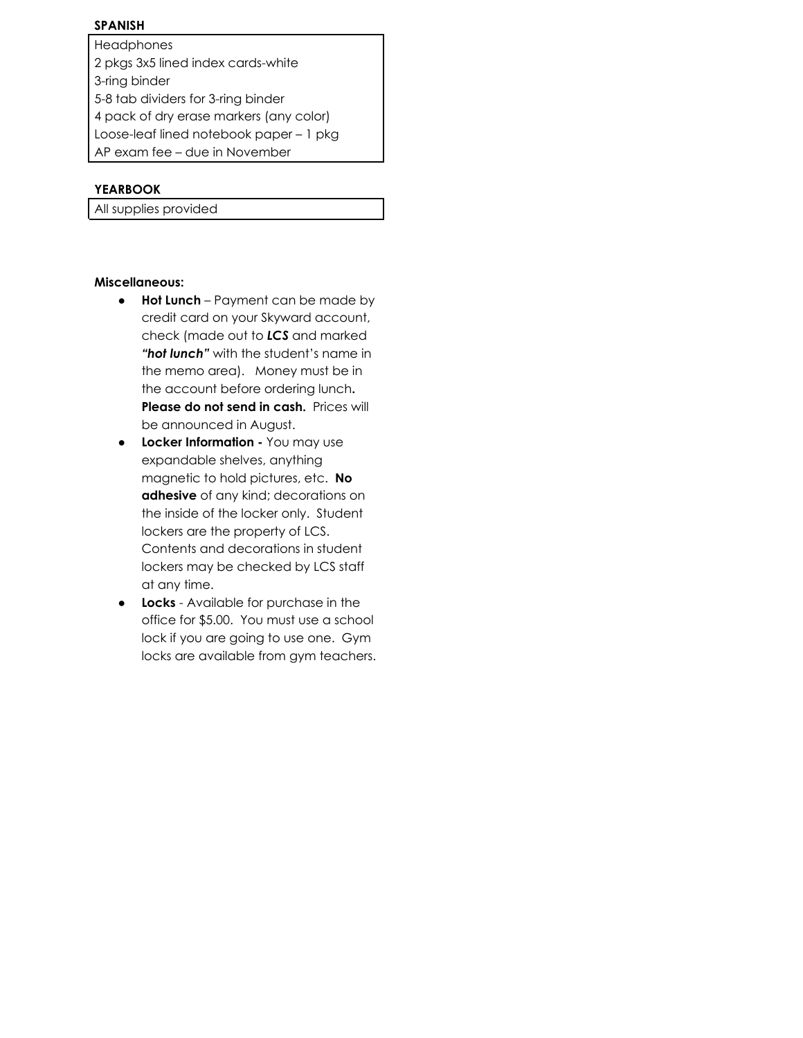**SPANISH**

| |
|---|
| Headphones |
| 2 pkgs 3x5 lined index cards-white |
| 3-ring binder |
| 5-8 tab dividers for 3-ring binder |
| 4 pack of dry erase markers (any color) |
| Loose-leaf lined notebook paper – 1 pkg |
| AP exam fee – due in November |

**YEARBOOK**

| |
|---|
| All supplies provided |

**Miscellaneous:**

- **Hot Lunch** – Payment can be made by credit card on your Skyward account, check (made out to ***LCS*** and marked ***"hot lunch"*** with the student's name in the memo area). Money must be in the account before ordering lunch**.** **Please do not send in cash.** Prices will be announced in August.
- **Locker Information -** You may use expandable shelves, anything magnetic to hold pictures, etc. **No adhesive** of any kind; decorations on the inside of the locker only. Student lockers are the property of LCS. Contents and decorations in student lockers may be checked by LCS staff at any time.
- **Locks** - Available for purchase in the office for $5.00. You must use a school lock if you are going to use one. Gym locks are available from gym teachers.